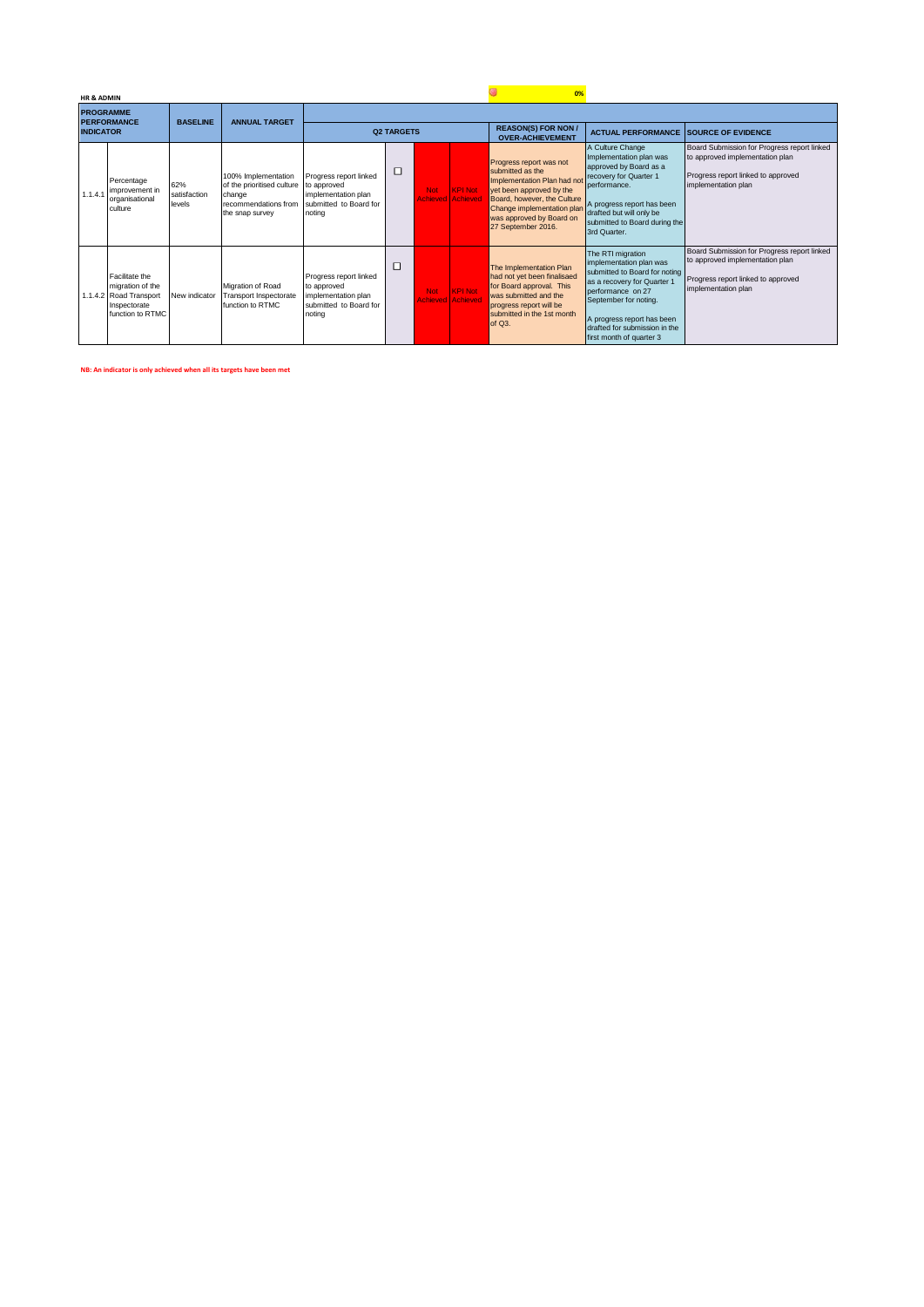**HR & ADMIN**

0%

| PROGRAMME PERFORMANCE INDICATOR | | BASELINE | ANNUAL TARGET | Q2 TARGETS | | | | REASON(S) FOR NON / OVER-ACHIEVEMENT | ACTUAL PERFORMANCE | SOURCE OF EVIDENCE |
|---|---|---|---|---|---|---|---|---|---|---|
| 1.1.4.1 | Percentage improvement in organisational culture | 62% satisfaction levels | 100% Implementation of the prioritised culture change recommendations from the snap survey | Progress report linked to approved implementation plan submitted to Board for noting | ☐ | Not Achieved | KPI Not Achieved | Progress report was not submitted as the Implementation Plan had not yet been approved by the Board, however, the Culture Change implementation plan was approved by Board on 27 September 2016. | A Culture Change Implementation plan was approved by Board as a recovery for Quarter 1 performance.<br><br>A progress report has been drafted but will only be submitted to Board during the 3rd Quarter. | Board Submission for Progress report linked to approved implementation plan<br><br>Progress report linked to approved implementation plan |
| 1.1.4.2 | Facilitate the migration of the Road Transport Inspectorate function to RTMC | New indicator | Migration of Road Transport Inspectorate function to RTMC | Progress report linked to approved implementation plan submitted to Board for noting | ☐ | Not Achieved | KPI Not Achieved | The Implementation Plan had not yet been finalisaed for Board approval. This was submitted and the progress report will be submitted in the 1st month of Q3. | The RTI migration implementation plan was submitted to Board for noting as a recovery for Quarter 1 performance on 27 September for noting.<br><br>A progress report has been drafted for submission in the first month of quarter 3 | Board Submission for Progress report linked to approved implementation plan<br><br>Progress report linked to approved implementation plan |

**NB: An indicator is only achieved when all its targets have been met**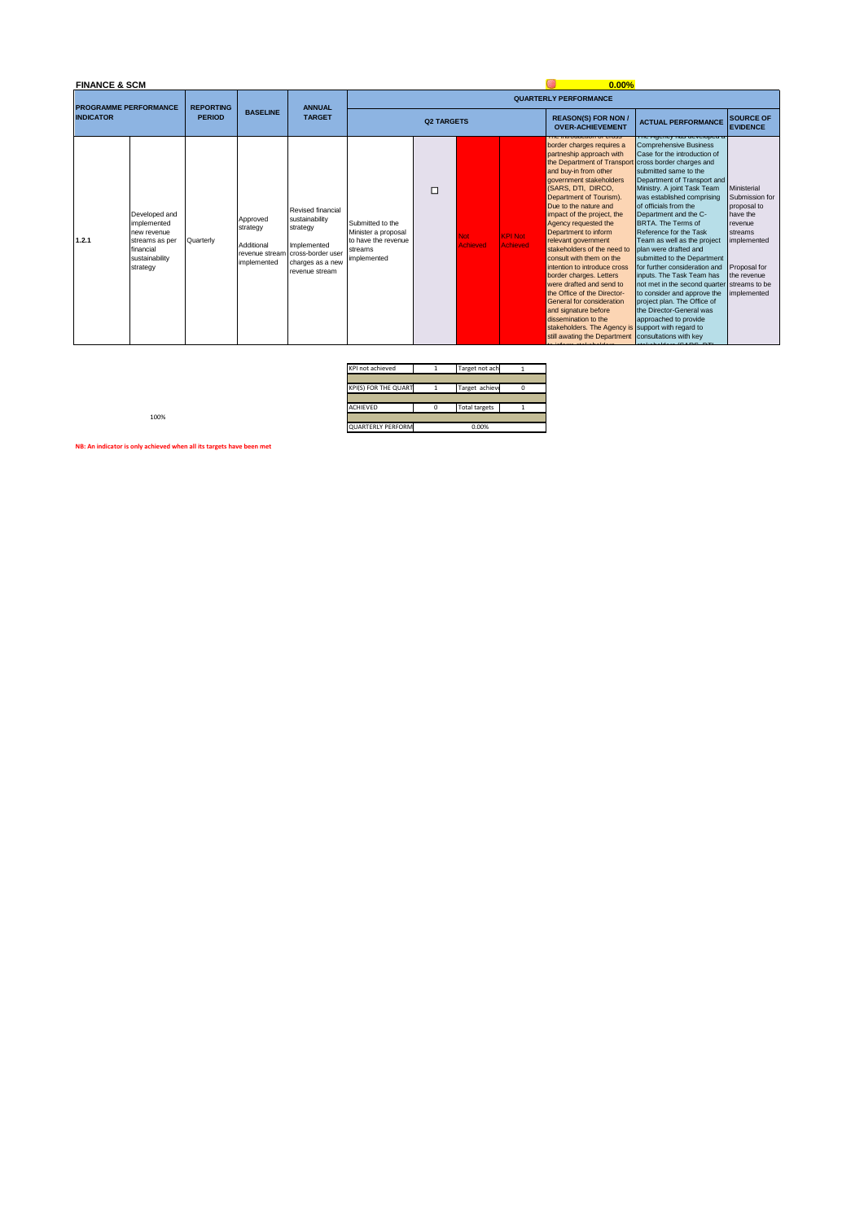**FINANCE & SCM**

0.00%

| PROGRAMME PERFORMANCE INDICATOR | | REPORTING PERIOD | BASELINE | ANNUAL TARGET | QUARTERLY PERFORMANCE | | | | | | |
|---|---|---|---|---|---|---|---|---|---|---|---|
| | | | | | Q2 TARGETS | | | | REASON(S) FOR NON / OVER-ACHIEVEMENT | ACTUAL PERFORMANCE | SOURCE OF EVIDENCE |
| 1.2.1 | Developed and implemented new revenue streams as per financial sustainability strategy | Quarterly | Approved strategy<br><br>Additional revenue stream implemented | Revised financial sustainability strategy<br><br>Implemented cross-border user charges as a new revenue stream | Submitted to the Minister a proposal to have the revenue streams implemented | ☐ | Not Achieved | KPI Not Achieved | The introduction of cross border charges requires a partneship approach with the Department of Transport and buy-in from other government stakeholders (SARS, DTI, DIRCO, Department of Tourism). Due to the nature and impact of the project, the Agency requested the Department to inform relevant government stakeholders of the need to consult with them on the intention to introduce cross border charges. Letters were drafted and send to the Office of the Director-General for consideration and signature before dissemination to the stakeholders. The Agency is still awaiting the Department to inform stakeholders | The Agency has developed a Comprehensive Business Case for the introduction of cross border charges and submitted same to the Department of Transport and Ministry. A joint Task Team was established comprising of officials from the Department and the C-BRTA. The Terms of Reference for the Task Team as well as the project plan were drafted and submitted to the Department for further consideration and inputs. The Task Team has not met in the second quarter to consider and approve the project plan. The Office of the Director-General was approached to provide support with regard to consultations with key stakeholders (SARS, DTI, | Ministerial Submission for proposal to have the revenue streams implemented<br><br>Proposal for the revenue streams to be implemented |

| | | | |
|---|---|---|---|
| KPI not achieved | 1 | Target not ach | 1 |
| | | | |
| KPI(S) FOR THE QUART | 1 | Target achiev | 0 |
| | | | |
| ACHIEVED | 0 | Total targets | 1 |
| | | | |
| QUARTERLY PERFORM | | 0.00% | |

100%

**NB: An indicator is only achieved when all its targets have been met**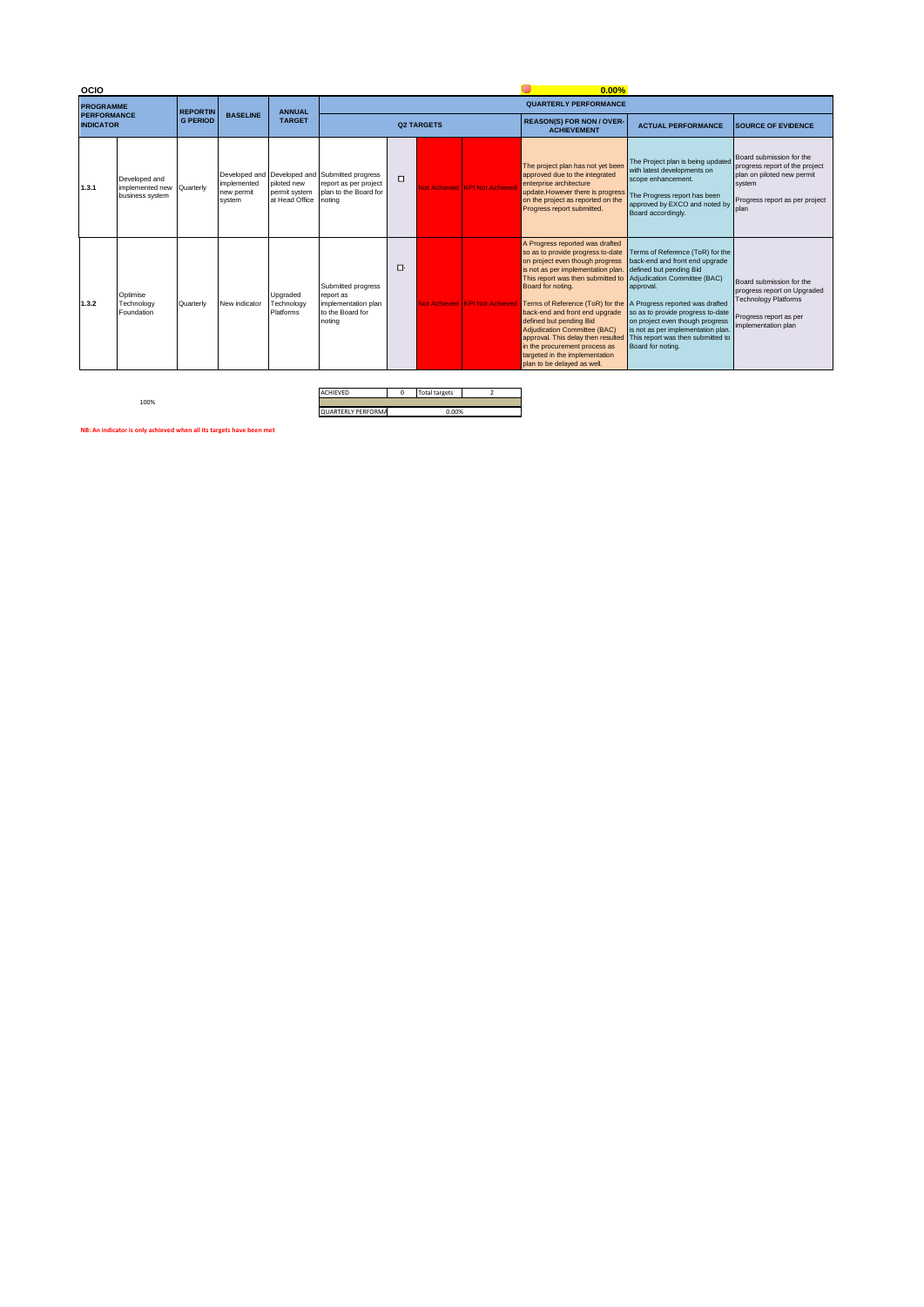**OCIO** 0.00%

| PROGRAMME PERFORMANCE INDICATOR | | REPORTING PERIOD | BASELINE | ANNUAL TARGET | QUARTERLY PERFORMANCE | | | | | | |
|---|---|---|---|---|---|---|---|---|---|---|---|
| | | | | | Q2 TARGETS | | | | REASON(S) FOR NON / OVER-ACHIEVEMENT | ACTUAL PERFORMANCE | SOURCE OF EVIDENCE |
| 1.3.1 | Developed and implemented new business system | Quarterly | Developed and implemented new permit system | Developed and piloted new permit system at Head Office | Submitted progress report as per project plan to the Board for noting | | Not Achieved | KPI Not Achieved | The project plan has not yet been approved due to the integrated enterprise architecture update.However there is progress on the project as reported on the Progress report submitted. | The Project plan is being updated with latest developments on scope enhancement. The Progress report has been approved by EXCO and noted by Board accordingly. | Board submission for the progress report of the project plan on piloted new permit system Progress report as per project plan |
| 1.3.2 | Optimise Technology Foundation | Quarterly | New indicator | Upgraded Technology Platforms | Submitted progress report as implementation plan to the Board for noting | | Not Achieved | KPI Not Achieved | A Progress reported was drafted so as to provide progress to-date on project even though progress is not as per implementation plan. This report was then submitted to Board for noting. Terms of Reference (ToR) for the back-end and front end upgrade defined but pending Bid Adjudication Committee (BAC) approval. This delay then resulted in the procurement process as targeted in the implementation plan to be delayed as well. | Terms of Reference (ToR) for the back-end and front end upgrade defined but pending Bid Adjudication Committee (BAC) approval. A Progress reported was drafted so as to provide progress to-date on project even though progress is not as per implementation plan. This report was then submitted to Board for noting. | Board submission for the progress report on Upgraded Technology Platforms Progress report as per implementation plan |

100%

| ACHIEVED | 0 | Total targets | 2 |
|---|---|---|---|
| | | | |
| QUARTERLY PERFORMA | 0.00% | | |

**NB: An indicator is only achieved when all its targets have been met**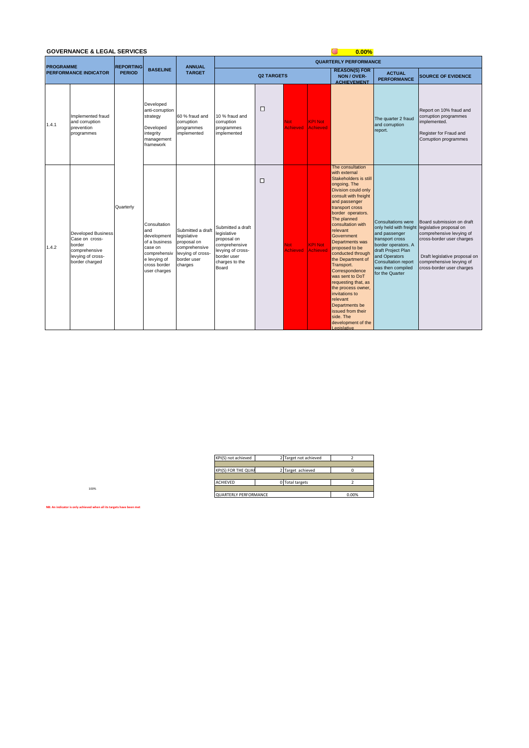## GOVERNANCE & LEGAL SERVICES

0.00%

| PROGRAMME PERFORMANCE INDICATOR | | REPORTING PERIOD | BASELINE | ANNUAL TARGET | QUARTERLY PERFORMANCE | | | | | | |
|---|---|---|---|---|---|---|---|---|---|---|---|
| | | | | | Q2 TARGETS | | | | REASON(S) FOR NON / OVER-ACHIEVEMENT | ACTUAL PERFORMANCE | SOURCE OF EVIDENCE |
| 1.4.1 | Implemented fraud and corruption prevention programmes | Quarterly | Developed anti-corruption strategy<br><br>Developed integrity management framework | 60 % fraud and corruption programmes implemented | 10 % fraud and corruption programmes implemented | ☐ | Not Achieved | KPI Not Achieved | | The quarter 2 fraud and corruption report. | Report on 10% fraud and corruption programmes implemented.<br><br>Register for Fraud and Corruption programmes |
| 1.4.2 | Developed Business Case on cross-border comprehensive levying of cross-border charged | | Consultation and development of a business case on comprehensive levying of cross border user charges | Submitted a draft legislative proposal on comprehensive levying of cross-border user charges | Submitted a draft legislative proposal on comprehensive levying of cross-border user charges to the Board | ☐ | Not Achieved | KPI Not Achieved | The consultation with external Stakeholders is still ongoing. The Division could only consult with freight and passenger transport cross border operators. The planned consultation with relevant Government Departments was proposed to be conducted through the Department of Transport. Correspondence was sent to DoT requesting that, as the process owner, invitations to relevant Departments be issued from their side. The development of the Legislative | Consultations were only held with freight and passenger transport cross border operators. A draft Project Plan and Operators Consultation report was then compiled for the Quarter | Board submission on draft legislative proposal on comprehensive levying of cross-border user charges<br><br>Draft legislative proposal on comprehensive levying of cross-border user charges |

| | | | |
|---|---|---|---|
| KPI(S) not achieved | 2 | Target not achieved | 2 |
| KPI(S) FOR THE QUAR | 2 | Target achieved | 0 |
| ACHIEVED | 0 | Total targets | 2 |
| QUARTERLY PERFORMANCE | | | 0.00% |

100%

**NB: An indicator is only achieved when all its targets have been met**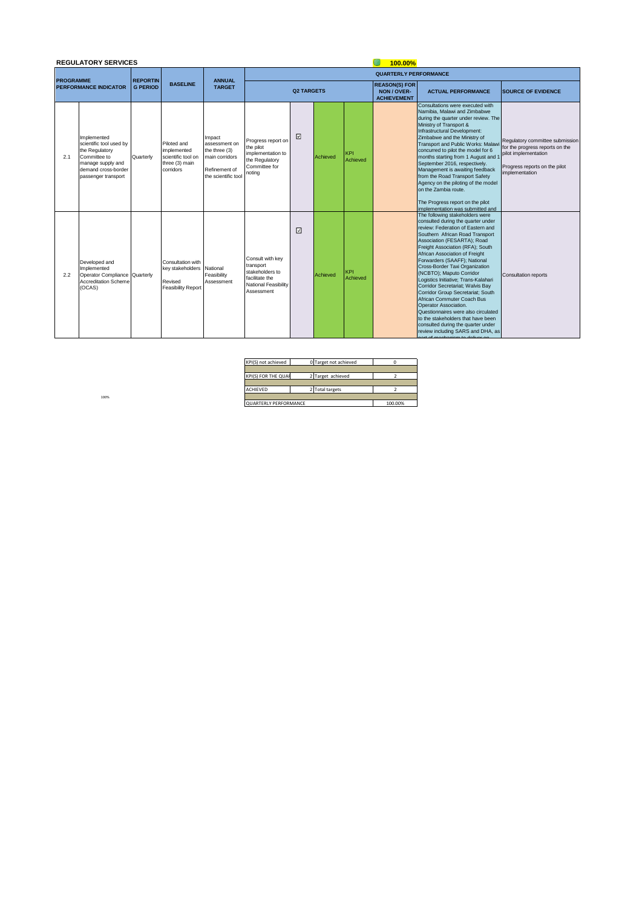## REGULATORY SERVICES

**100.00%**

| PROGRAMME PERFORMANCE INDICATOR | | REPORTING PERIOD | BASELINE | ANNUAL TARGET | QUARTERLY PERFORMANCE | | | | | | |
|---|---|---|---|---|---|---|---|---|---|---|---|
| | | | | | Q2 TARGETS | | | | REASON(S) FOR NON / OVER-ACHIEVEMENT | ACTUAL PERFORMANCE | SOURCE OF EVIDENCE |
| 2.1 | Implemented scientific tool used by the Regulatory Committee to manage supply and demand cross-border passenger transport | Quarterly | Piloted and implemented scientific tool on three (3) main corridors | Impact assessment on the three (3) main corridors Refinement of the scientific tool | Progress report on the pilot implementation to the Regulatory Committee for noting | ☑ | Achieved | KPI Achieved | | Consultations were executed with Namibia, Malawi and Zimbabwe during the quarter under review. The Ministry of Transport & Infrastructural Development: Zimbabwe and the Ministry of Transport and Public Works: Malawi concurred to pilot the model for 6 months starting from 1 August and 1 September 2016, respectively. Management is awaiting feedback from the Road Transport Safety Agency on the piloting of the model on the Zambia route. The Progress report on the pilot implementation was submitted and | Regulatory committee submission for the progress reports on the pilot implementation Progress reports on the pilot implementation |
| 2.2 | Developed and Implemented Operator Compliance Accreditation Scheme (OCAS) | Quarterly | Consultation with key stakeholders Revised Feasibility Report | National Feasibility Assessment | Consult with key transport stakeholders to facilitate the National Feasibility Assessment | ☑ | Achieved | KPI Achieved | | The following stakeholders were consulted during the quarter under review: Federation of Eastern and Southern African Road Transport Association (FESARTA); Road Freight Association (RFA); South African Association of Freight Forwarders (SAAFF); National Cross-Border Taxi Organization (NCBTO); Maputo Corridor Logistics Initiative; Trans-Kalahari Corridor Secretariat; Walvis Bay Corridor Group Secretariat; South African Commuter Coach Bus Operator Association. Questionnaires were also circulated to the stakeholders that have been consulted during the quarter under review including SARS and DHA, as part of mechanism to deliver on | Consultation reports |

| KPI(S) not achieved | 0 | Target not achieved | 0 |
|---|---|---|---|
| | | | |
| KPI(S) FOR THE QUAR | 2 | Target achieved | 2 |
| | | | |
| ACHIEVED | 2 | Total targets | 2 |
| | | | |
| QUARTERLY PERFORMANCE | | | 100.00% |

100%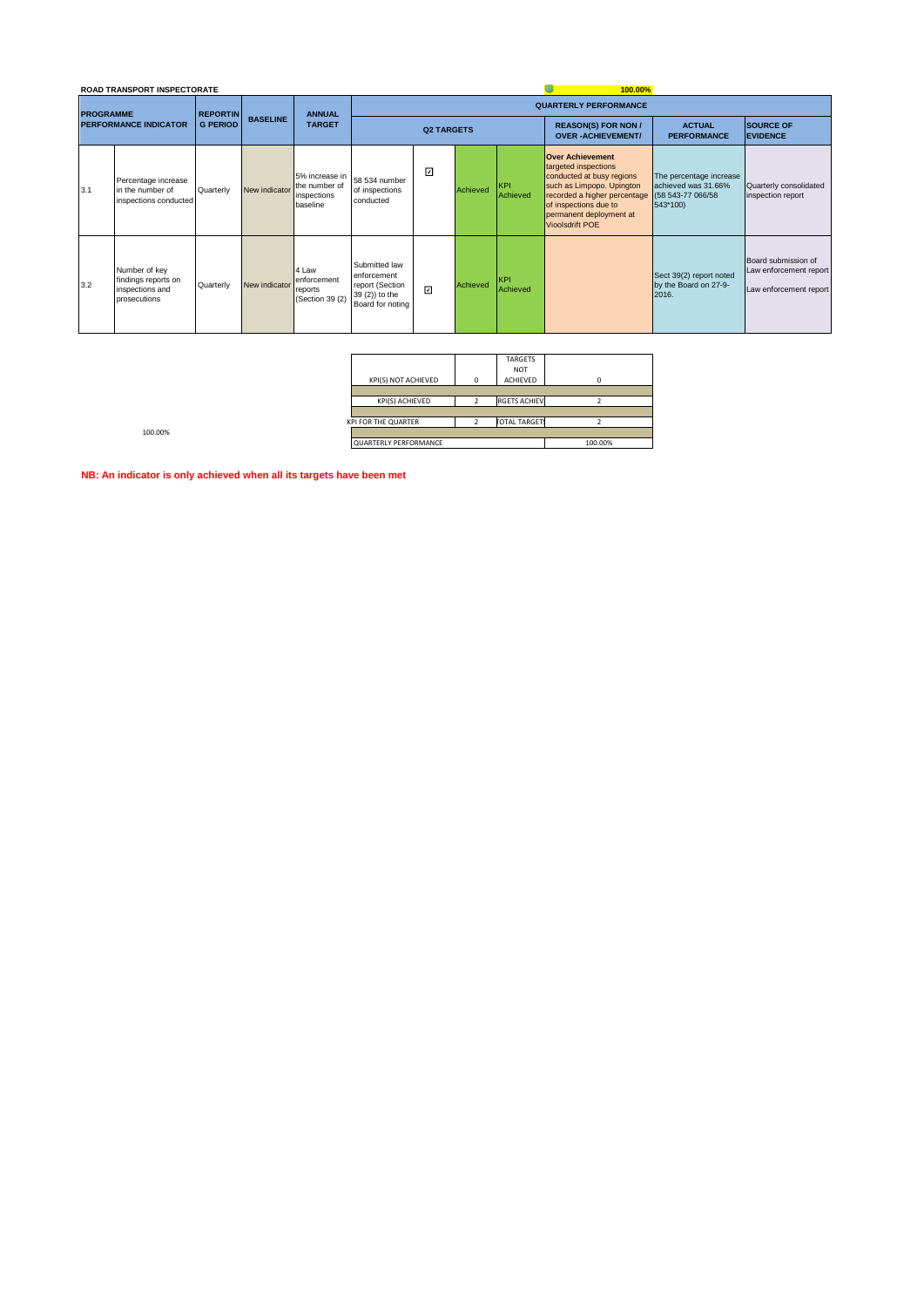**ROAD TRANSPORT INSPECTORATE** 100.00%

| PROGRAMME PERFORMANCE INDICATOR | | REPORTING PERIOD | BASELINE | ANNUAL TARGET | QUARTERLY PERFORMANCE | | | | | | |
|---|---|---|---|---|---|---|---|---|---|---|---|
| | | | | | Q2 TARGETS | | | | REASON(S) FOR NON / OVER -ACHIEVEMENT/ | ACTUAL PERFORMANCE | SOURCE OF EVIDENCE |
| 3.1 | Percentage increase in the number of inspections conducted | Quarterly | New indicator | 5% increase in the number of inspections baseline | 58 534 number of inspections conducted | ☑ | Achieved | KPI Achieved | **Over Achievement** targeted inspections conducted at busy regions such as Limpopo. Upington recorded a higher percentage of inspections due to permanent deployment at Vioolsdrift POE | The percentage increase achieved was 31.66% (58 543-77 066/58 543*100) | Quarterly consolidated inspection report |
| 3.2 | Number of key findings reports on inspections and prosecutions | Quarterly | New indicator | 4 Law enforcement reports (Section 39 (2) | Submitted law enforcement report (Section 39 (2)) to the Board for noting | ☑ | Achieved | KPI Achieved | | Sect 39(2) report noted by the Board on 27-9-2016. | Board submission of Law enforcement report Law enforcement report |

| | | | |
|---|---|---|---|
| KPI(S) NOT ACHIEVED | 0 | TARGETS NOT ACHIEVED | 0 |
| KPI(S) ACHIEVED | 2 | RGETS ACHIEV | 2 |
| KPI FOR THE QUARTER | 2 | TOTAL TARGETS | 2 |
| QUARTERLY PERFORMANCE | | | 100.00% |

100.00%

**NB: An indicator is only achieved when all its targets have been met**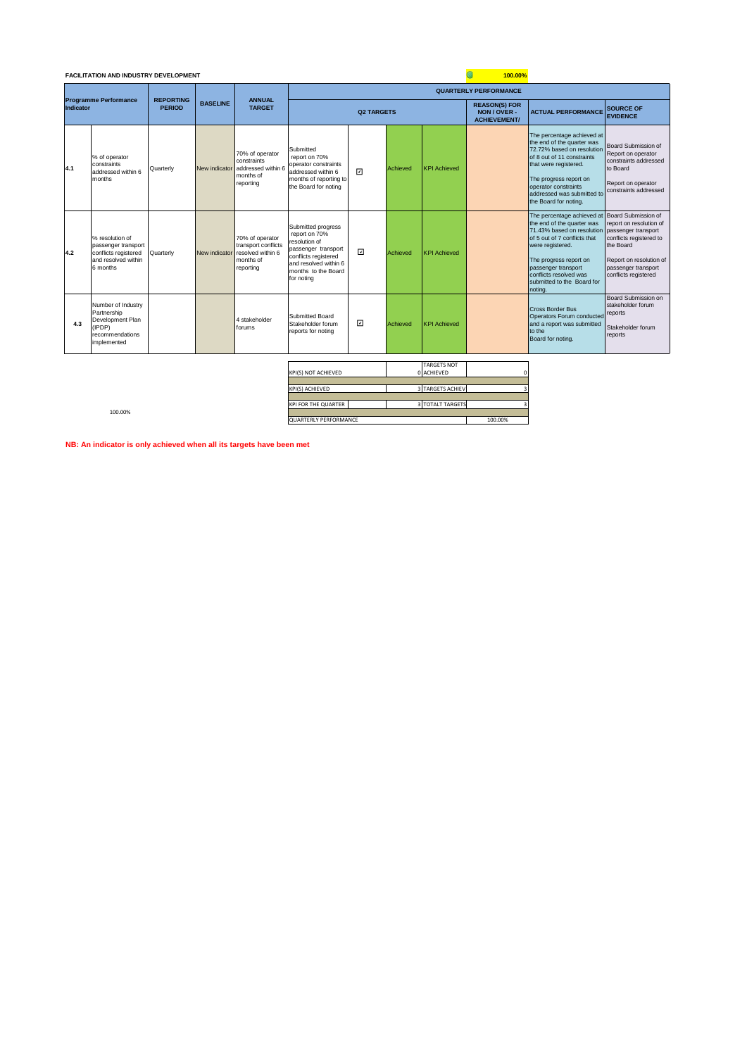**FACILITATION AND INDUSTRY DEVELOPMENT** 100.00%

| Programme Performance Indicator | | REPORTING PERIOD | BASELINE | ANNUAL TARGET | QUARTERLY PERFORMANCE | | | | | | |
|---|---|---|---|---|---|---|---|---|---|---|---|
| | | | | | Q2 TARGETS | | | | REASON(S) FOR NON / OVER - ACHIEVEMENT/ | ACTUAL PERFORMANCE | SOURCE OF EVIDENCE |
| 4.1 | % of operator constraints addressed within 6 months | Quarterly | New indicator | 70% of operator constraints addressed within 6 months of reporting | Submitted report on 70% operator constraints addressed within 6 months of reporting to the Board for noting | ☑ | Achieved | KPI Achieved | | The percentage achieved at the end of the quarter was 72.72% based on resolution of 8 out of 11 constraints that were registered. The progress report on operator constraints addressed was submitted to the Board for noting. | Board Submission of Report on operator constraints addressed to Board Report on operator constraints addressed |
| 4.2 | % resolution of passenger transport conflicts registered and resolved within 6 months | Quarterly | New indicator | 70% of operator transport conflicts resolved within 6 months of reporting | Submitted progress report on 70% resolution of passenger transport conflicts registered and resolved within 6 months to the Board for noting | ☑ | Achieved | KPI Achieved | | The percentage achieved at the end of the quarter was 71.43% based on resolution of 5 out of 7 conflicts that were registered. The progress report on passenger transport conflicts resolved was submitted to the Board for noting. | Board Submission of report on resolution of passenger transport conflicts registered to the Board Report on resolution of passenger transport conflicts registered |
| 4.3 | Number of Industry Partnership Development Plan (IPDP) recommendations implemented | | | 4 stakeholder forums | Submitted Board Stakeholder forum reports for noting | ☑ | Achieved | KPI Achieved | | Cross Border Bus Operators Forum conducted and a report was submitted to the Board for noting. | Board Submission on stakeholder forum reports Stakeholder forum reports |

| | | | |
|---|---|---|---|
| KPI(S) NOT ACHIEVED | 0 | TARGETS NOT ACHIEVED | 0 |
| KPI(S) ACHIEVED | 3 | TARGETS ACHIEV | 3 |
| KPI FOR THE QUARTER | 3 | TOTALT TARGETS | 3 |
| QUARTERLY PERFORMANCE | | | 100.00% |

100.00%

**NB: An indicator is only achieved when all its targets have been met**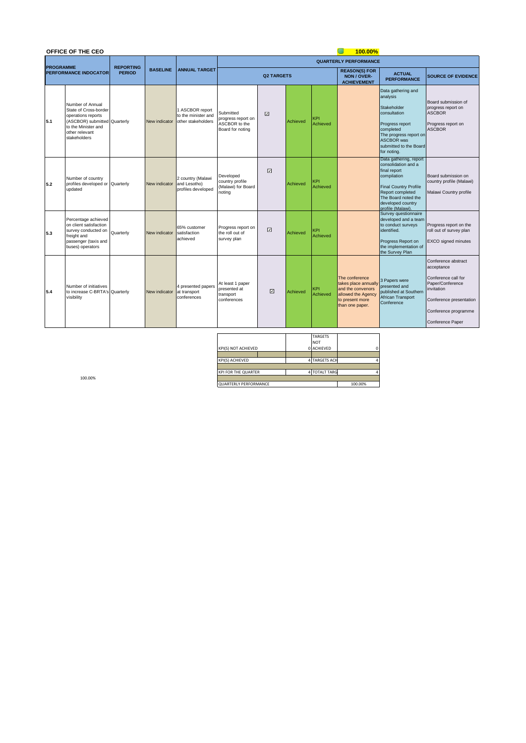**OFFICE OF THE CEO** **100.00%**

| PROGRAMME PERFORMANCE INDOCATOR | | REPORTING PERIOD | BASELINE | ANNUAL TARGET | QUARTERLY PERFORMANCE | | | | | | |
|---|---|---|---|---|---|---|---|---|---|---|---|
| | | | | | Q2 TARGETS | | | | REASON(S) FOR NON / OVER-ACHIEVEMENT | ACTUAL PERFORMANCE | SOURCE OF EVIDENCE |
| 5.1 | Number of Annual State of Cross-border operations reports (ASCBOR) submitted to the Minister and other relevant stakeholders | Quarterly | New indicator | 1 ASCBOR report to the minister and other stakeholders | Submitted progress report on ASCBOR to the Board for noting | ☑ | Achieved | KPI Achieved | | Data gathering and analysis<br>Stakeholder consultation<br>Progress report completed<br>The progress report on ASCBOR was submitted to the Board for noting. | Board submission of progress report on ASCBOR<br>Progress report on ASCBOR |
| 5.2 | Number of country profiles developed or updated | Quarterly | New indicator | 2 country (Malawi and Lesotho) profiles developed | Developed country profile (Malawi) for Board noting | ☑ | Achieved | KPI Achieved | | Data gathering, report consolidation and a final report compilation<br>Final Country Profile Report completed<br>The Board noted the developed country profile (Malawi). | Board submission on country profile (Malawi)<br>Malawi Country profile |
| 5.3 | Percentage achieved on client satisfaction survey conducted on freight and passenger (taxis and buses) operators | Quarterly | New indicator | 65% customer satisfaction achieved | Progress report on the roll out of survey plan | ☑ | Achieved | KPI Achieved | | Survey questionnaire developed and a team to conduct surveys identified.<br>Progress Report on the implementation of the Survey Plan | Progress report on the roll out of survey plan<br>EXCO signed minutes |
| 5.4 | Number of initiatives to increase C-BRTA's visibility | Quarterly | New indicator | 4 presented papers at transport conferences | At least 1 paper presented at transport conferences | ☑ | Achieved | KPI Achieved | The conference takes place annually and the convenors allowed the Agency to present more than one paper. | 3 Papers were presented and published at Southern African Transport Conference | Conference abstract acceptance<br>Conference call for Paper/Conference invitation<br>Conference presentation<br>Conference programme<br>Conference Paper |

| | | | |
|---|---|---|---|
| KPI(S) NOT ACHIEVED | 0 | TARGETS NOT ACHIEVED | 0 |
| KPI(S) ACHIEVED | 4 | TARGETS ACH | 4 |
| KPI FOR THE QUARTER | 4 | TOTALT TARG | 4 |
| QUARTERLY PERFORMANCE | | | 100.00% |

100.00%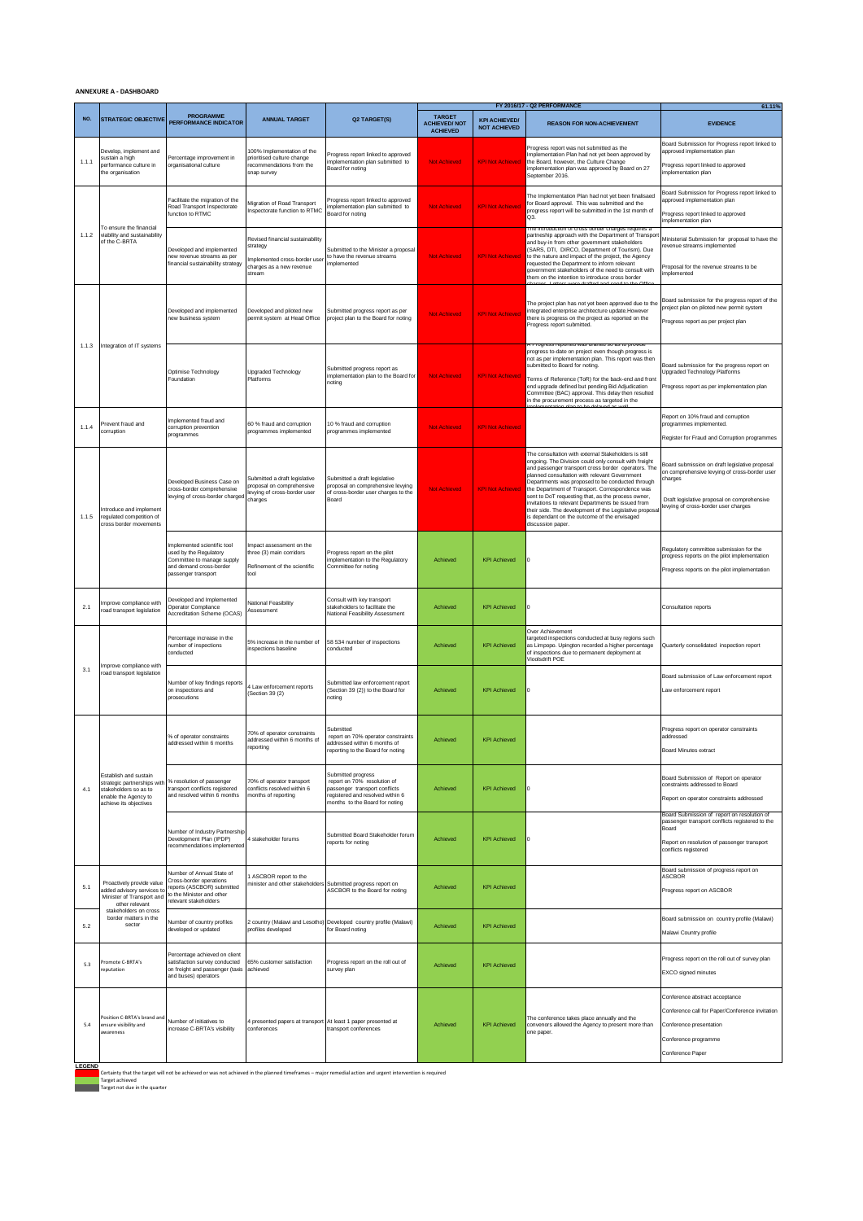**ANNEXURE A - DASHBOARD**

| NO. | STRATEGIC OBJECTIVE | PROGRAMME PERFORMANCE INDICATOR | ANNUAL TARGET | Q2 TARGET(S) | FY 2016/17 - Q2 PERFORMANCE | | | 61.11% |
|---|---|---|---|---|---|---|---|---|
| | | | | | TARGET ACHIEVED/ NOT ACHIEVED | KPI ACHIEVED/ NOT ACHIEVED | REASON FOR NON-ACHIEVEMENT | EVIDENCE |
| 1.1.1 | Develop, implement and sustain a high performance culture in the organisation | Percentage improvement in organisational culture | 100% Implementation of the prioritised culture change recommendations from the snap survey | Progress report linked to approved implementation plan submitted to Board for noting | Not Achieved | KPI Not Achieved | Progress report was not submitted as the Implementation Plan had not yet been approved by the Board, however, the Culture Change implementation plan was approved by Board on 27 September 2016. | Board Submission for Progress report linked to approved implementation plan<br>Progress report linked to approved implementation plan |
| 1.1.2 | To ensure the financial viability and sustainability of the C-BRTA | Facilitate the migration of the Road Transport Inspectorate function to RTMC | Migration of Road Transport Inspectorate function to RTMC | Progress report linked to approved implementation plan submitted to Board for noting | Not Achieved | KPI Not Achieved | The Implementation Plan had not yet been finalised for Board approval. This was submitted and the progress report will be submitted in the 1st month of Q3. | Board Submission for Progress report linked to approved implementation plan<br>Progress report linked to approved implementation plan |
| | | Developed and implemented new revenue streams as per financial sustainability strategy | Revised financial sustainability strategy<br>Implemented cross-border user charges as a new revenue stream | Submitted to the Minister a proposal to have the revenue streams implemented | Not Achieved | KPI Not Achieved | The introduction of cross border charges requires a partnership approach with the Department of Transport and buy-in from other government stakeholders (SARS, DTI, DIRCO, Department of Tourism). Due to the nature and impact of the project, the Agency requested the Department to inform relevant government stakeholders of the need to consult with them on the intention to introduce cross border charges. Letters were drafted and send to the Office | Ministerial Submission for proposal to have the revenue streams implemented<br>Proposal for the revenue streams to be implemented |
| 1.1.3 | Integration of IT systems | Developed and implemented new business system | Developed and piloted new permit system at Head Office | Submitted progress report as per project plan to the Board for noting | Not Achieved | KPI Not Achieved | The project plan has not yet been approved due to the integrated enterprise architecture update.However there is progress on the project as reported on the Progress report submitted. | Board submission for the progress report of the project plan on piloted new permit system<br>Progress report as per project plan |
| | | Optimise Technology Foundation | Upgraded Technology Platforms | Submitted progress report as implementation plan to the Board for noting | Not Achieved | KPI Not Achieved | A Progress report was drafted so as to provide progress to-date on project even though progress is not as per implementation plan. This report was then submitted to Board for noting.<br>Terms of Reference (ToR) for the back-end and front end upgrade defined but pending Bid Adjudication Committee (BAC) approval. This delay then resulted in the procurement process as targeted in the implementation plan to be delayed as well | Board submission for the progress report on Upgraded Technology Platforms<br>Progress report as per implementation plan |
| 1.1.4 | Prevent fraud and corruption | Implemented fraud and corruption prevention programmes | 60 % fraud and corruption programmes implemented | 10 % fraud and corruption programmes implemented | Not Achieved | KPI Not Achieved | | Report on 10% fraud and corruption programmes implemented.<br>Register for Fraud and Corruption programmes |
| 1.1.5 | Introduce and implement regulated competition of cross border movements | Developed Business Case on cross-border comprehensive levying of cross-border charges | Submitted a draft legislative proposal on comprehensive levying of cross-border user charges | Submitted a draft legislative proposal on comprehensive levying of cross-border user charges to the Board | Not Achieved | KPI Not Achieved | The consultation with external Stakeholders is still ongoing. The Division could only consult with freight and passenger transport cross border operators. The planned consultation with relevant Government Departments was proposed to be conducted through the Department of Transport. Correspondence was sent to DoT requesting that, as the process owner, invitations to relevant Departments be issued from their side. The development of the Legislative proposal is dependant on the outcome of the envisaged discussion paper. | Board submission for draft legislative proposal on comprehensive levying of cross-border user charges<br>Draft legislative proposal on comprehensive levying of cross-border user charges |
| | | Implemented scientific tool used by the Regulatory Committee to manage supply and demand cross-border passenger transport | Impact assessment on the three (3) main corridors<br>Refinement of the scientific tool | Progress report on the pilot implementation to the Regulatory Committee for noting | Achieved | KPI Achieved | 0 | Regulatory committee submission for the progress reports on the pilot implementation<br>Progress reports on the pilot implementation |
| 2.1 | Improve compliance with road transport legislation | Developed and Implemented Operator Compliance Accreditation Scheme (OCAS) | National Feasibility Assessment | Consult with key transport stakeholders to facilitate the National Feasibility Assessment | Achieved | KPI Achieved | 0 | Consultation reports |
| 3.1 | Improve compliance with road transport legislation | Percentage increase in the number of inspections conducted | 5% increase in the number of inspections baseline | 58 534 number of inspections conducted | Achieved | KPI Achieved | Over Achievement<br>targeted inspections conducted at busy regions such as Limpopo. Upington recorded a higher percentage of inspections due to permanent deployment at Vioolsdrift POE | Quarterly consolidated inspection report |
| | | Number of key findings reports on inspections and prosecutions | 4 Law enforcement reports (Section 39 (2) | Submitted law enforcement report (Section 39 (2)) to the Board for noting | Achieved | KPI Achieved | 0 | Board submission of Law enforcement report<br>Law enforcement report |
| 4.1 | Establish and sustain strategic partnerships with stakeholders so as to enable the Agency to achieve its objectives | % of operator constraints addressed within 6 months | 70% of operator constraints addressed within 6 months of reporting | Submitted report on 70% operator constraints addressed within 6 months of reporting to the Board for noting | Achieved | KPI Achieved | | Progress report on operator constraints addressed<br>Board Minutes extract |
| | | % resolution of passenger transport conflicts registered and resolved within 6 months | 70% of operator transport conflicts resolved within 6 months of reporting | Submitted progress report on 70% resolution of passenger transport conflicts registered and resolved within 6 months to the Board for noting | Achieved | KPI Achieved | 0 | Board Submission of Report on operator constraints addressed to Board<br>Report on operator constraints addressed |
| | | Number of Industry Partnership Development Plan (IPDP) recommendations implemented | 4 stakeholder forums | Submitted Board Stakeholder forum reports for noting | Achieved | KPI Achieved | 0 | Board Submission of report on resolution of passenger transport conflicts registered to the Board<br>Report on resolution of passenger transport conflicts registered |
| 5.1 | Proactively provide value added advisory services to Minister of Transport and other relevant stakeholders on cross border matters in the sector | Number of Annual State of Cross-border operations reports (ASCBOR) submitted to the Minister and other relevant stakeholders | 1 ASCBOR report to the minister and other stakeholders | Submitted progress report on ASCBOR to the Board for noting | Achieved | KPI Achieved | | Board submission of progress report on ASCBOR<br>Progress report on ASCBOR |
| 5.2 | | Number of country profiles developed or updated | 2 country (Malawi and Lesotho) profiles developed | Developed country profile (Malawi) for Board noting | Achieved | KPI Achieved | | Board submission on country profile (Malawi)<br>Malawi Country profile |
| 5.3 | Promote C-BRTA's reputation | Percentage achieved on client satisfaction survey conducted on freight and passenger (taxis and buses) operators | 65% customer satisfaction achieved | Progress report on the roll out of survey plan | Achieved | KPI Achieved | | Progress report on the roll out of survey plan<br>EXCO signed minutes |
| 5.4 | Position C-BRTA's brand and ensure visibility and awareness | Number of initiatives to increase C-BRTA's visibility | 4 presented papers at transport conferences | At least 1 paper presented at transport conferences | Achieved | KPI Achieved | The conference takes place annually and the convenors allowed the Agency to present more than one paper. | Conference abstract acceptance<br>Conference call for Paper/Conference invitation<br>Conference presentation<br>Conference programme<br>Conference Paper |

**LEGEND**

- Certainty that the target will not be achieved or was not achieved in the planned timeframes – major remedial action and urgent intervention is required
- Target achieved
- Target not due in the quarter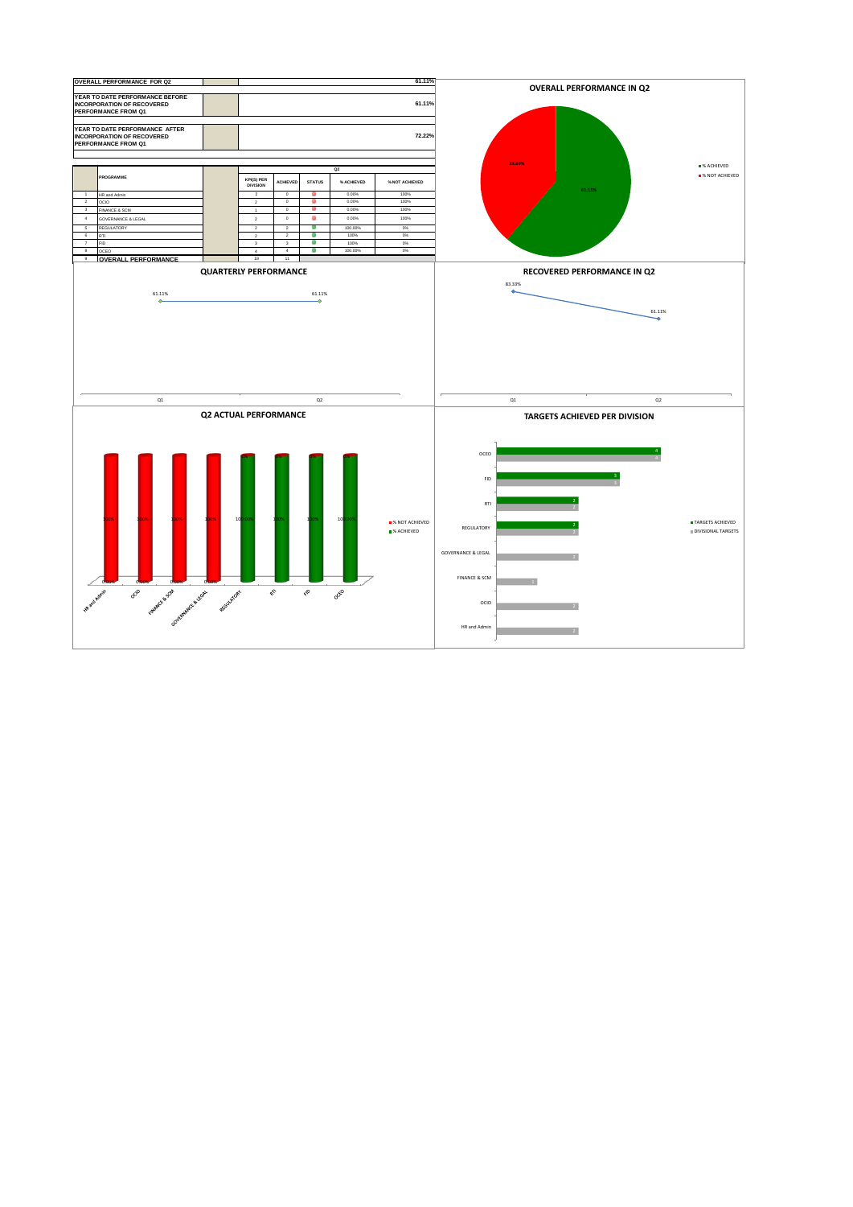| OVERALL PERFORMANCE FOR Q2 | | 61.11% |
|---|---|---|
| YEAR TO DATE PERFORMANCE BEFORE INCORPORATION OF RECOVERED PERFORMANCE FROM Q1 | | 61.11% |
| YEAR TO DATE PERFORMANCE AFTER INCORPORATION OF RECOVERED PERFORMANCE FROM Q1 | | 72.22% |

| | PROGRAMME | | Q2 | | | | |
|---|---|---|---|---|---|---|---|
| | | | KPI(S) PER DIVISION | ACHIEVED | STATUS | % ACHIEVED | % NOT ACHIEVED |
| 1 | HR and Admin | | 2 | 0 | | 0.00% | 100% |
| 2 | OCIO | | 2 | 0 | | 0.00% | 100% |
| 3 | FINANCE & SCM | | 1 | 0 | | 0.00% | 100% |
| 4 | GOVERNANCE & LEGAL | | 2 | 0 | | 0.00% | 100% |
| 5 | REGULATORY | | 2 | 2 | | 100.00% | 0% |
| 6 | RTI | | 2 | 2 | | 100% | 0% |
| 7 | FID | | 3 | 3 | | 100% | 0% |
| 8 | OCEO | | 4 | 4 | | 100.00% | 0% |
| 9 | OVERALL PERFORMANCE | | 18 | 11 | | | |

**OVERALL PERFORMANCE IN Q2**

38.89%
61.11%
% ACHIEVED
% NOT ACHIEVED

**QUARTERLY PERFORMANCE**

61.11%
61.11%
Q1
Q2

**RECOVERED PERFORMANCE IN Q2**

83.33%
61.11%
Q1
Q2

**Q2 ACTUAL PERFORMANCE**

HR and Admin
OCIO
FINANCE & SCM
GOVERNANCE & LEGAL
REGULATORY
RTI
FID
OCEO
% NOT ACHIEVED
% ACHIEVED

**TARGETS ACHIEVED PER DIVISION**

OCEO 4 4
FID 3 3
RTI 2 2
REGULATORY 2 2
GOVERNANCE & LEGAL 2
FINANCE & SCM 1
OCIO 2
HR and Admin 2
TARGETS ACHIEVED
DIVISIONAL TARGETS